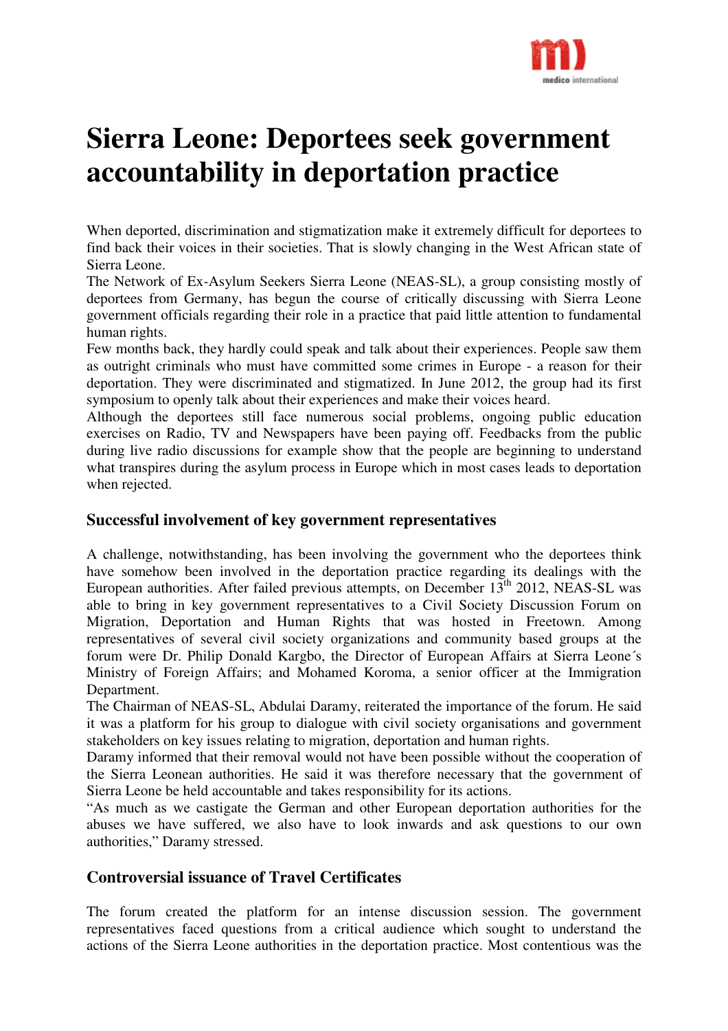# Sierra Leone: Deportees seek government accountability in deportation practice

When deported, discrimination and stigmatization make it extremely difficult for deportees to find back their voices in their societies. That is slowly changing in the West African state of Sierra Leone.

The Network of Ex-Asylum Seekers Sierra Leone (NEAS-SL), a group consisting mostly of deportees from Germany, has begun the course of critically discussing with Sierra Leone government officials regarding their role in a practice that paid little attention to fundamental human rights.

Few months back, they hardly could speak and talk about their experiences. People saw them as outright criminals who must have committed some crimes in Europe - a reason for their deportation. They were discriminated and stigmatized. In June 2012, the group had its first symposium to openly talk about their experiences and make their voices heard.

Although the deportees still face numerous social problems, ongoing public education exercises on Radio, TV and Newspapers have been paying off. Feedbacks from the public during live radio discussions for example show that the people are beginning to understand what transpires during the asylum process in Europe which in most cases leads to deportation when rejected.

### Successful involvement of key government representatives

A challenge, notwithstanding, has been involving the government who the deportees think have somehow been involved in the deportation practice regarding its dealings with the European authorities. After failed previous attempts, on December 13th 2012, NEAS-SL was able to bring in key government representatives to a Civil Society Discussion Forum on Migration, Deportation and Human Rights that was hosted in Freetown. Among representatives of several civil society organizations and community based groups at the forum were Dr. Philip Donald Kargbo, the Director of European Affairs at Sierra Leone´s Ministry of Foreign Affairs; and Mohamed Koroma, a senior officer at the Immigration Department.

The Chairman of NEAS-SL, Abdulai Daramy, reiterated the importance of the forum. He said it was a platform for his group to dialogue with civil society organisations and government stakeholders on key issues relating to migration, deportation and human rights.

Daramy informed that their removal would not have been possible without the cooperation of the Sierra Leonean authorities. He said it was therefore necessary that the government of Sierra Leone be held accountable and takes responsibility for its actions.

"As much as we castigate the German and other European deportation authorities for the abuses we have suffered, we also have to look inwards and ask questions to our own authorities," Daramy stressed.

### Controversial issuance of Travel Certificates

The forum created the platform for an intense discussion session. The government representatives faced questions from a critical audience which sought to understand the actions of the Sierra Leone authorities in the deportation practice. Most contentious was the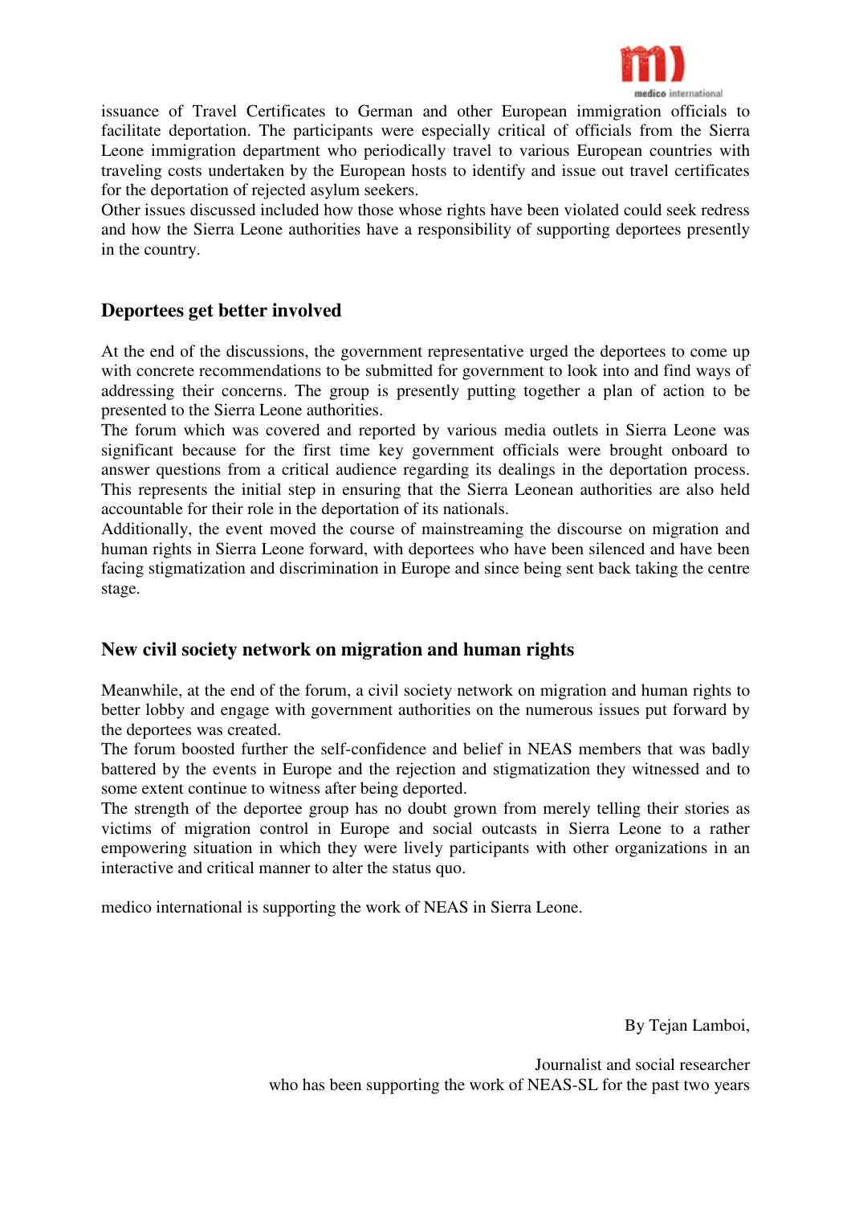issuance of Travel Certificates to German and other European immigration officials to facilitate deportation. The participants were especially critical of officials from the Sierra Leone immigration department who periodically travel to various European countries with traveling costs undertaken by the European hosts to identify and issue out travel certificates for the deportation of rejected asylum seekers.
Other issues discussed included how those whose rights have been violated could seek redress and how the Sierra Leone authorities have a responsibility of supporting deportees presently in the country.

## Deportees get better involved

At the end of the discussions, the government representative urged the deportees to come up with concrete recommendations to be submitted for government to look into and find ways of addressing their concerns. The group is presently putting together a plan of action to be presented to the Sierra Leone authorities.
The forum which was covered and reported by various media outlets in Sierra Leone was significant because for the first time key government officials were brought onboard to answer questions from a critical audience regarding its dealings in the deportation process. This represents the initial step in ensuring that the Sierra Leonean authorities are also held accountable for their role in the deportation of its nationals.
Additionally, the event moved the course of mainstreaming the discourse on migration and human rights in Sierra Leone forward, with deportees who have been silenced and have been facing stigmatization and discrimination in Europe and since being sent back taking the centre stage.

## New civil society network on migration and human rights

Meanwhile, at the end of the forum, a civil society network on migration and human rights to better lobby and engage with government authorities on the numerous issues put forward by the deportees was created.
The forum boosted further the self-confidence and belief in NEAS members that was badly battered by the events in Europe and the rejection and stigmatization they witnessed and to some extent continue to witness after being deported.
The strength of the deportee group has no doubt grown from merely telling their stories as victims of migration control in Europe and social outcasts in Sierra Leone to a rather empowering situation in which they were lively participants with other organizations in an interactive and critical manner to alter the status quo.

medico international is supporting the work of NEAS in Sierra Leone.

By Tejan Lamboi,

Journalist and social researcher
who has been supporting the work of NEAS-SL for the past two years